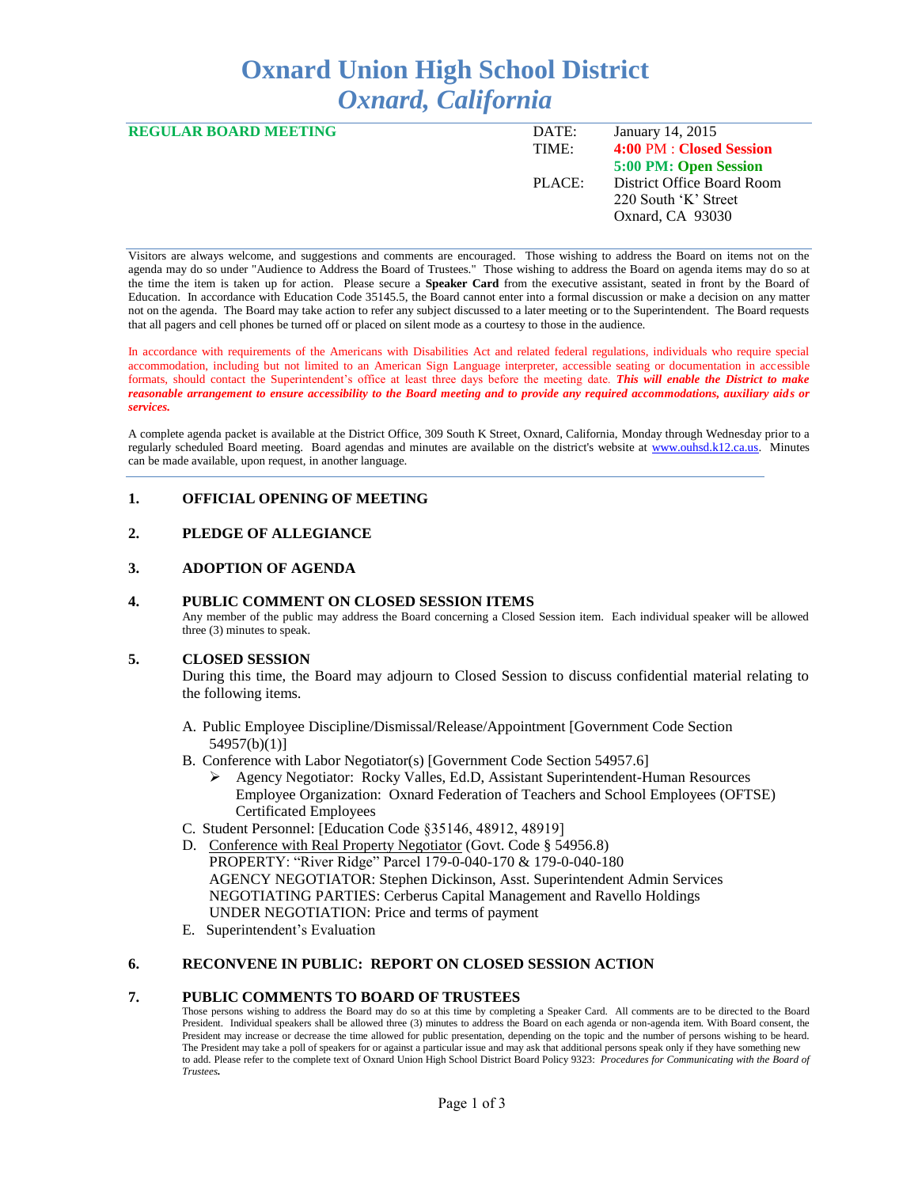# Oxnard Union High School District
## *Oxnard, California*

**REGULAR BOARD MEETING**

| | |
|---|---|
| DATE: | January 14, 2015 |
| TIME: | **4:00 PM : Closed Session** |
| | **5:00 PM: Open Session** |
| PLACE: | District Office Board Room |
| | 220 South 'K' Street |
| | Oxnard, CA 93030 |

Visitors are always welcome, and suggestions and comments are encouraged. Those wishing to address the Board on items not on the agenda may do so under "Audience to Address the Board of Trustees." Those wishing to address the Board on agenda items may do so at the time the item is taken up for action. Please secure a **Speaker Card** from the executive assistant, seated in front by the Board of Education. In accordance with Education Code 35145.5, the Board cannot enter into a formal discussion or make a decision on any matter not on the agenda. The Board may take action to refer any subject discussed to a later meeting or to the Superintendent. The Board requests that all pagers and cell phones be turned off or placed on silent mode as a courtesy to those in the audience.

In accordance with requirements of the Americans with Disabilities Act and related federal regulations, individuals who require special accommodation, including but not limited to an American Sign Language interpreter, accessible seating or documentation in accessible formats, should contact the Superintendent's office at least three days before the meeting date. ***This will enable the District to make reasonable arrangement to ensure accessibility to the Board meeting and to provide any required accommodations, auxiliary aids or services.***

A complete agenda packet is available at the District Office, 309 South K Street, Oxnard, California, Monday through Wednesday prior to a regularly scheduled Board meeting. Board agendas and minutes are available on the district's website at www.ouhsd.k12.ca.us. Minutes can be made available, upon request, in another language.

## 1. OFFICIAL OPENING OF MEETING

## 2. PLEDGE OF ALLEGIANCE

## 3. ADOPTION OF AGENDA

## 4. PUBLIC COMMENT ON CLOSED SESSION ITEMS

Any member of the public may address the Board concerning a Closed Session item. Each individual speaker will be allowed three (3) minutes to speak.

## 5. CLOSED SESSION

During this time, the Board may adjourn to Closed Session to discuss confidential material relating to the following items.

A. Public Employee Discipline/Dismissal/Release/Appointment [Government Code Section 54957(b)(1)]

B. Conference with Labor Negotiator(s) [Government Code Section 54957.6]
   - Agency Negotiator: Rocky Valles, Ed.D, Assistant Superintendent-Human Resources
     Employee Organization: Oxnard Federation of Teachers and School Employees (OFTSE) Certificated Employees

C. Student Personnel: [Education Code §35146, 48912, 48919]

D. Conference with Real Property Negotiator (Govt. Code § 54956.8)
   PROPERTY: "River Ridge" Parcel 179-0-040-170 & 179-0-040-180
   AGENCY NEGOTIATOR: Stephen Dickinson, Asst. Superintendent Admin Services
   NEGOTIATING PARTIES: Cerberus Capital Management and Ravello Holdings
   UNDER NEGOTIATION: Price and terms of payment

E. Superintendent's Evaluation

## 6. RECONVENE IN PUBLIC: REPORT ON CLOSED SESSION ACTION

## 7. PUBLIC COMMENTS TO BOARD OF TRUSTEES

Those persons wishing to address the Board may do so at this time by completing a Speaker Card. All comments are to be directed to the Board President. Individual speakers shall be allowed three (3) minutes to address the Board on each agenda or non-agenda item. With Board consent, the President may increase or decrease the time allowed for public presentation, depending on the topic and the number of persons wishing to be heard. The President may take a poll of speakers for or against a particular issue and may ask that additional persons speak only if they have something new to add. Please refer to the complete text of Oxnard Union High School District Board Policy 9323: *Procedures for Communicating with the Board of Trustees.*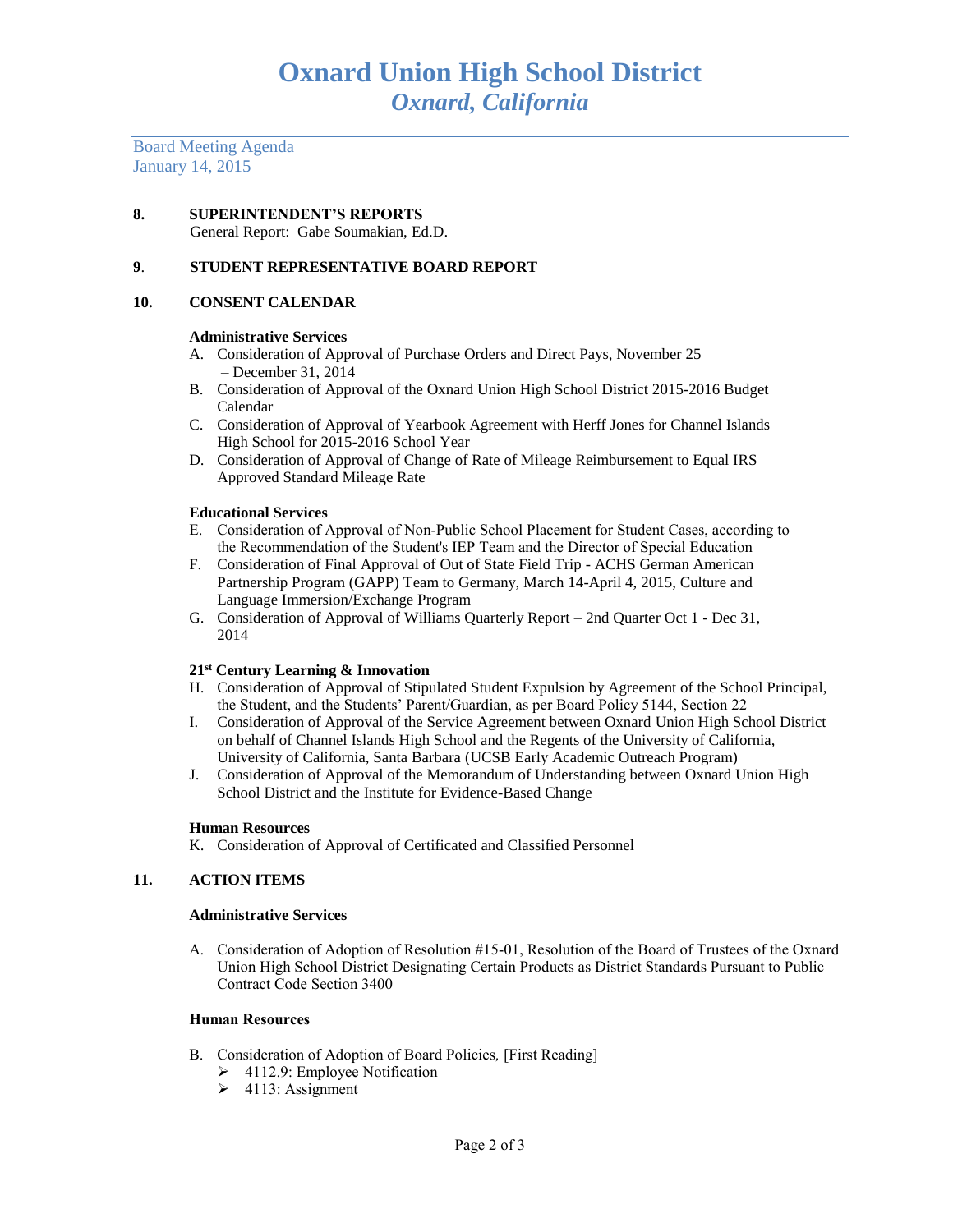# Oxnard Union High School District
## *Oxnard, California*

Board Meeting Agenda
January 14, 2015

**8. SUPERINTENDENT'S REPORTS**
General Report: Gabe Soumakian, Ed.D.

**9. STUDENT REPRESENTATIVE BOARD REPORT**

**10. CONSENT CALENDAR**

**Administrative Services**

A. Consideration of Approval of Purchase Orders and Direct Pays, November 25 – December 31, 2014
B. Consideration of Approval of the Oxnard Union High School District 2015-2016 Budget Calendar
C. Consideration of Approval of Yearbook Agreement with Herff Jones for Channel Islands High School for 2015-2016 School Year
D. Consideration of Approval of Change of Rate of Mileage Reimbursement to Equal IRS Approved Standard Mileage Rate

**Educational Services**

E. Consideration of Approval of Non-Public School Placement for Student Cases, according to the Recommendation of the Student's IEP Team and the Director of Special Education
F. Consideration of Final Approval of Out of State Field Trip - ACHS German American Partnership Program (GAPP) Team to Germany, March 14-April 4, 2015, Culture and Language Immersion/Exchange Program
G. Consideration of Approval of Williams Quarterly Report – 2nd Quarter Oct 1 - Dec 31, 2014

**21st Century Learning & Innovation**

H. Consideration of Approval of Stipulated Student Expulsion by Agreement of the School Principal, the Student, and the Students' Parent/Guardian, as per Board Policy 5144, Section 22
I. Consideration of Approval of the Service Agreement between Oxnard Union High School District on behalf of Channel Islands High School and the Regents of the University of California, University of California, Santa Barbara (UCSB Early Academic Outreach Program)
J. Consideration of Approval of the Memorandum of Understanding between Oxnard Union High School District and the Institute for Evidence-Based Change

**Human Resources**

K. Consideration of Approval of Certificated and Classified Personnel

**11. ACTION ITEMS**

**Administrative Services**

A. Consideration of Adoption of Resolution #15-01, Resolution of the Board of Trustees of the Oxnard Union High School District Designating Certain Products as District Standards Pursuant to Public Contract Code Section 3400

**Human Resources**

B. Consideration of Adoption of Board Policies, [First Reading]
   - 4112.9: Employee Notification
   - 4113: Assignment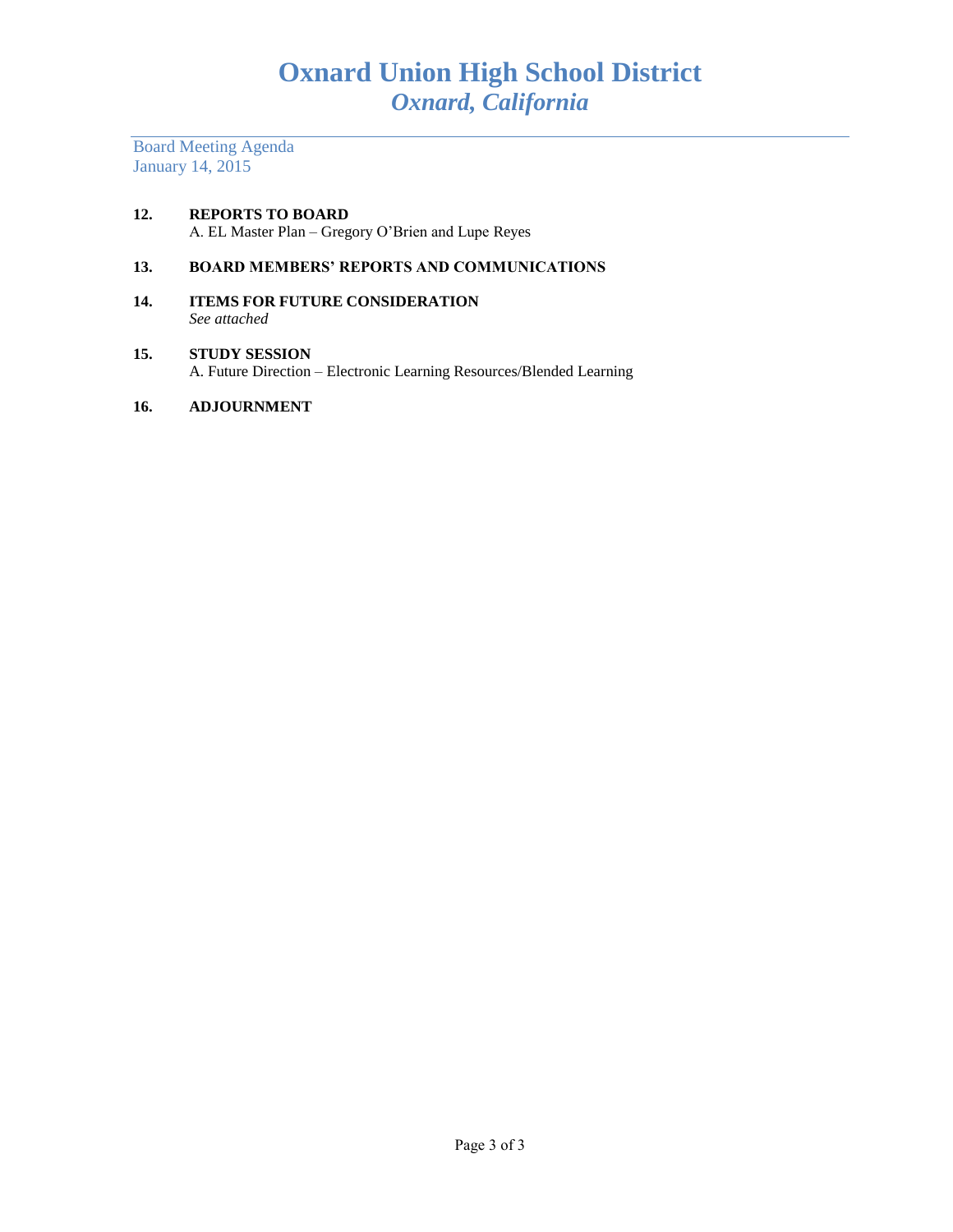**12. REPORTS TO BOARD**

A. EL Master Plan – Gregory O'Brien and Lupe Reyes

**13. BOARD MEMBERS' REPORTS AND COMMUNICATIONS**

**14. ITEMS FOR FUTURE CONSIDERATION**

*See attached*

**15. STUDY SESSION**

A. Future Direction – Electronic Learning Resources/Blended Learning

**16. ADJOURNMENT**